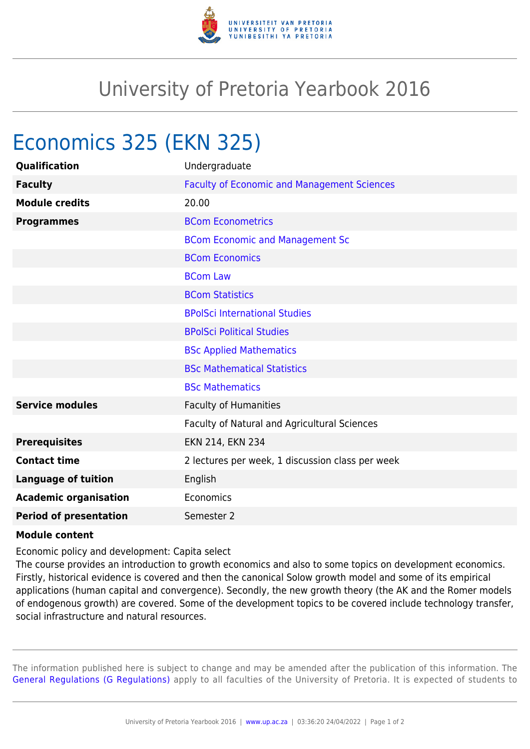# University of Pretoria Yearbook 2016

## Economics 325 (EKN 325)

| | |
|---|---|
| **Qualification** | Undergraduate |
| **Faculty** | Faculty of Economic and Management Sciences |
| **Module credits** | 20.00 |
| **Programmes** | BCom Econometrics |
| | BCom Economic and Management Sc |
| | BCom Economics |
| | BCom Law |
| | BCom Statistics |
| | BPolSci International Studies |
| | BPolSci Political Studies |
| | BSc Applied Mathematics |
| | BSc Mathematical Statistics |
| | BSc Mathematics |
| **Service modules** | Faculty of Humanities |
| | Faculty of Natural and Agricultural Sciences |
| **Prerequisites** | EKN 214, EKN 234 |
| **Contact time** | 2 lectures per week, 1 discussion class per week |
| **Language of tuition** | English |
| **Academic organisation** | Economics |
| **Period of presentation** | Semester 2 |

**Module content**

Economic policy and development: Capita select
The course provides an introduction to growth economics and also to some topics on development economics. Firstly, historical evidence is covered and then the canonical Solow growth model and some of its empirical applications (human capital and convergence). Secondly, the new growth theory (the AK and the Romer models of endogenous growth) are covered. Some of the development topics to be covered include technology transfer, social infrastructure and natural resources.

The information published here is subject to change and may be amended after the publication of this information. The General Regulations (G Regulations) apply to all faculties of the University of Pretoria. It is expected of students to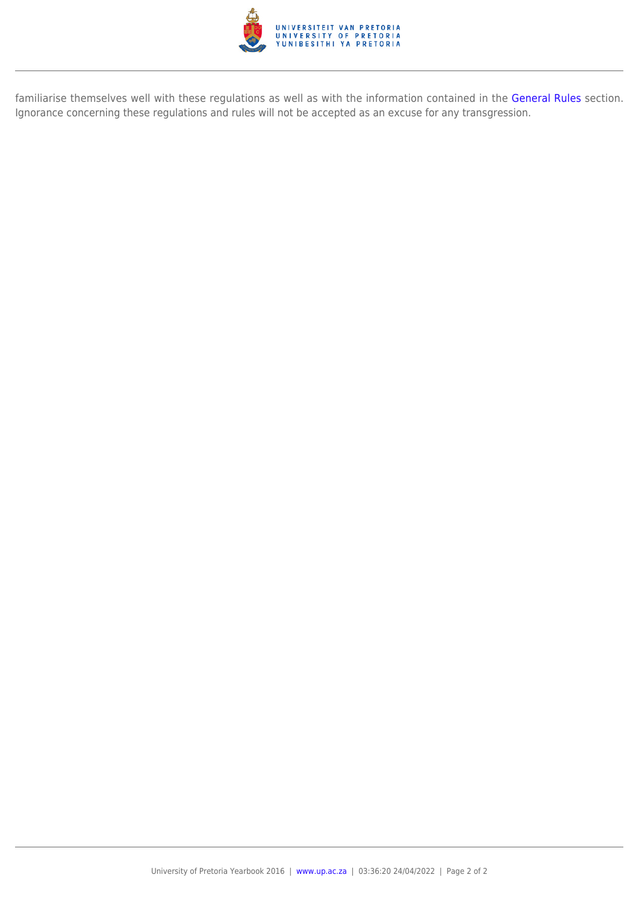familiarise themselves well with these regulations as well as with the information contained in the General Rules section. Ignorance concerning these regulations and rules will not be accepted as an excuse for any transgression.